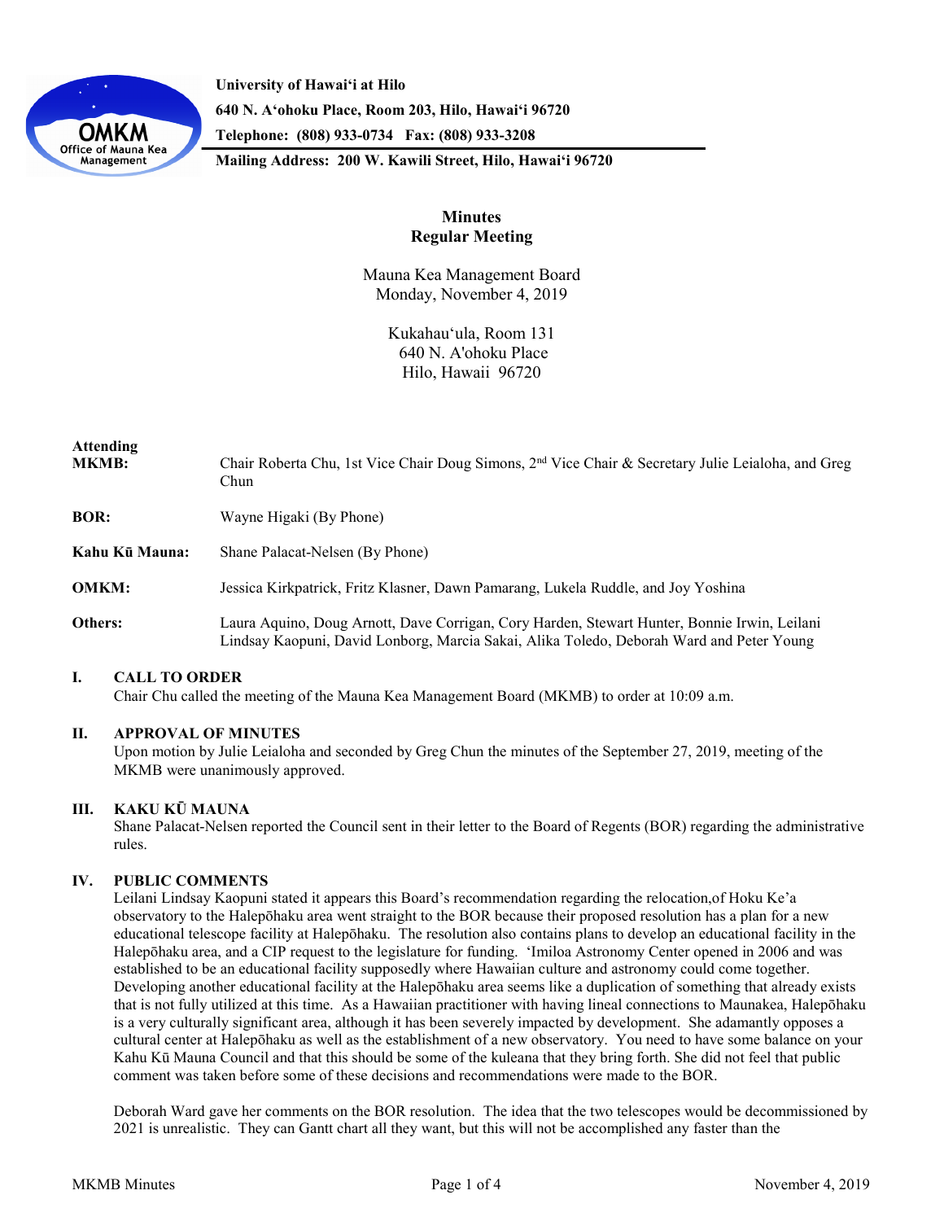University of Hawaiʻi at Hilo
640 N. Aʻohoku Place, Room 203, Hilo, Hawaiʻi 96720
Telephone: (808) 933-0734 Fax: (808) 933-3208
Mailing Address: 200 W. Kawili Street, Hilo, Hawaiʻi 96720

# Minutes
## Regular Meeting

Mauna Kea Management Board
Monday, November 4, 2019

Kukahauʻula, Room 131
640 N. A'ohoku Place
Hilo, Hawaii 96720

**Attending**

**MKMB:** Chair Roberta Chu, 1st Vice Chair Doug Simons, 2nd Vice Chair & Secretary Julie Leialoha, and Greg Chun

**BOR:** Wayne Higaki (By Phone)

**Kahu Kū Mauna:** Shane Palacat-Nelsen (By Phone)

**OMKM:** Jessica Kirkpatrick, Fritz Klasner, Dawn Pamarang, Lukela Ruddle, and Joy Yoshina

**Others:** Laura Aquino, Doug Arnott, Dave Corrigan, Cory Harden, Stewart Hunter, Bonnie Irwin, Leilani Lindsay Kaopuni, David Lonborg, Marcia Sakai, Alika Toledo, Deborah Ward and Peter Young

### I. CALL TO ORDER
Chair Chu called the meeting of the Mauna Kea Management Board (MKMB) to order at 10:09 a.m.

### II. APPROVAL OF MINUTES
Upon motion by Julie Leialoha and seconded by Greg Chun the minutes of the September 27, 2019, meeting of the MKMB were unanimously approved.

### III. KAKU KŪ MAUNA
Shane Palacat-Nelsen reported the Council sent in their letter to the Board of Regents (BOR) regarding the administrative rules.

### IV. PUBLIC COMMENTS
Leilani Lindsay Kaopuni stated it appears this Board's recommendation regarding the relocation,of Hoku Ke'a observatory to the Halepōhaku area went straight to the BOR because their proposed resolution has a plan for a new educational telescope facility at Halepōhaku. The resolution also contains plans to develop an educational facility in the Halepōhaku area, and a CIP request to the legislature for funding. ʻImiloa Astronomy Center opened in 2006 and was established to be an educational facility supposedly where Hawaiian culture and astronomy could come together. Developing another educational facility at the Halepōhaku area seems like a duplication of something that already exists that is not fully utilized at this time. As a Hawaiian practitioner with having lineal connections to Maunakea, Halepōhaku is a very culturally significant area, although it has been severely impacted by development. She adamantly opposes a cultural center at Halepōhaku as well as the establishment of a new observatory. You need to have some balance on your Kahu Kū Mauna Council and that this should be some of the kuleana that they bring forth. She did not feel that public comment was taken before some of these decisions and recommendations were made to the BOR.

Deborah Ward gave her comments on the BOR resolution. The idea that the two telescopes would be decommissioned by 2021 is unrealistic. They can Gantt chart all they want, but this will not be accomplished any faster than the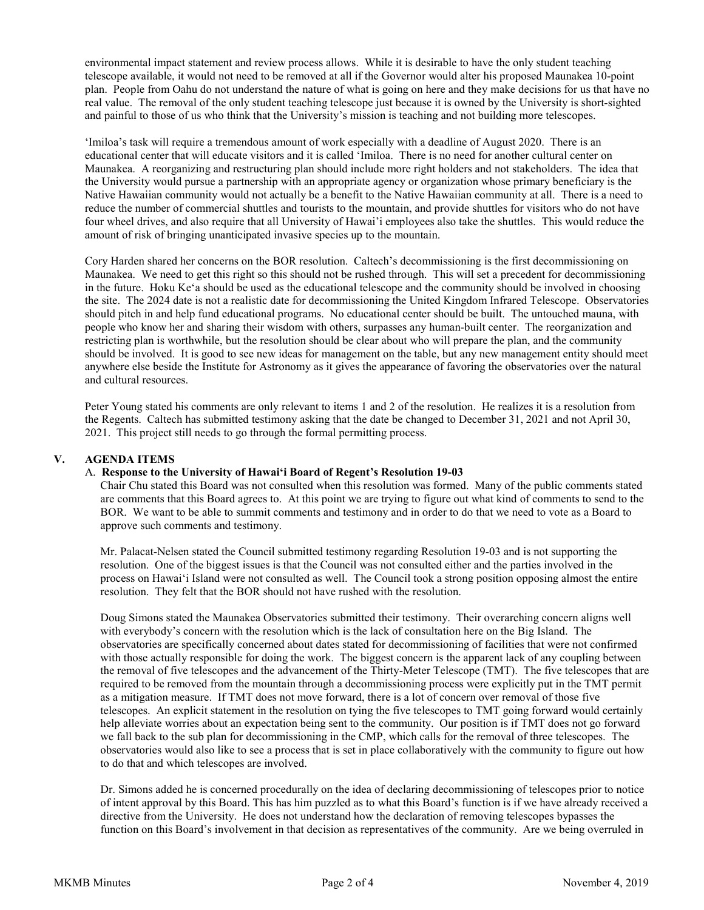environmental impact statement and review process allows. While it is desirable to have the only student teaching telescope available, it would not need to be removed at all if the Governor would alter his proposed Maunakea 10-point plan. People from Oahu do not understand the nature of what is going on here and they make decisions for us that have no real value. The removal of the only student teaching telescope just because it is owned by the University is short-sighted and painful to those of us who think that the University's mission is teaching and not building more telescopes.

'Imiloa's task will require a tremendous amount of work especially with a deadline of August 2020. There is an educational center that will educate visitors and it is called 'Imiloa. There is no need for another cultural center on Maunakea. A reorganizing and restructuring plan should include more right holders and not stakeholders. The idea that the University would pursue a partnership with an appropriate agency or organization whose primary beneficiary is the Native Hawaiian community would not actually be a benefit to the Native Hawaiian community at all. There is a need to reduce the number of commercial shuttles and tourists to the mountain, and provide shuttles for visitors who do not have four wheel drives, and also require that all University of Hawai'i employees also take the shuttles. This would reduce the amount of risk of bringing unanticipated invasive species up to the mountain.

Cory Harden shared her concerns on the BOR resolution. Caltech's decommissioning is the first decommissioning on Maunakea. We need to get this right so this should not be rushed through. This will set a precedent for decommissioning in the future. Hoku Ke'a should be used as the educational telescope and the community should be involved in choosing the site. The 2024 date is not a realistic date for decommissioning the United Kingdom Infrared Telescope. Observatories should pitch in and help fund educational programs. No educational center should be built. The untouched mauna, with people who know her and sharing their wisdom with others, surpasses any human-built center. The reorganization and restricting plan is worthwhile, but the resolution should be clear about who will prepare the plan, and the community should be involved. It is good to see new ideas for management on the table, but any new management entity should meet anywhere else beside the Institute for Astronomy as it gives the appearance of favoring the observatories over the natural and cultural resources.

Peter Young stated his comments are only relevant to items 1 and 2 of the resolution. He realizes it is a resolution from the Regents. Caltech has submitted testimony asking that the date be changed to December 31, 2021 and not April 30, 2021. This project still needs to go through the formal permitting process.

## V. AGENDA ITEMS

### A. Response to the University of Hawai'i Board of Regent's Resolution 19-03

Chair Chu stated this Board was not consulted when this resolution was formed. Many of the public comments stated are comments that this Board agrees to. At this point we are trying to figure out what kind of comments to send to the BOR. We want to be able to summit comments and testimony and in order to do that we need to vote as a Board to approve such comments and testimony.

Mr. Palacat-Nelsen stated the Council submitted testimony regarding Resolution 19-03 and is not supporting the resolution. One of the biggest issues is that the Council was not consulted either and the parties involved in the process on Hawai'i Island were not consulted as well. The Council took a strong position opposing almost the entire resolution. They felt that the BOR should not have rushed with the resolution.

Doug Simons stated the Maunakea Observatories submitted their testimony. Their overarching concern aligns well with everybody's concern with the resolution which is the lack of consultation here on the Big Island. The observatories are specifically concerned about dates stated for decommissioning of facilities that were not confirmed with those actually responsible for doing the work. The biggest concern is the apparent lack of any coupling between the removal of five telescopes and the advancement of the Thirty-Meter Telescope (TMT). The five telescopes that are required to be removed from the mountain through a decommissioning process were explicitly put in the TMT permit as a mitigation measure. If TMT does not move forward, there is a lot of concern over removal of those five telescopes. An explicit statement in the resolution on tying the five telescopes to TMT going forward would certainly help alleviate worries about an expectation being sent to the community. Our position is if TMT does not go forward we fall back to the sub plan for decommissioning in the CMP, which calls for the removal of three telescopes. The observatories would also like to see a process that is set in place collaboratively with the community to figure out how to do that and which telescopes are involved.

Dr. Simons added he is concerned procedurally on the idea of declaring decommissioning of telescopes prior to notice of intent approval by this Board. This has him puzzled as to what this Board's function is if we have already received a directive from the University. He does not understand how the declaration of removing telescopes bypasses the function on this Board's involvement in that decision as representatives of the community. Are we being overruled in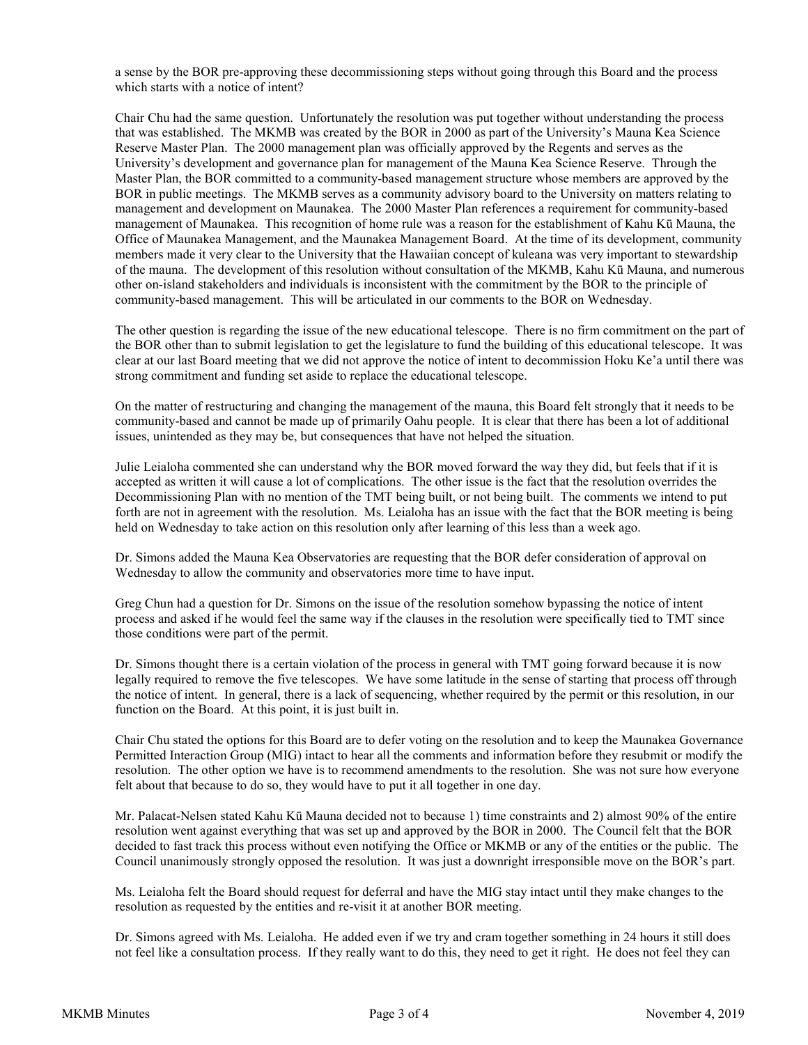a sense by the BOR pre-approving these decommissioning steps without going through this Board and the process which starts with a notice of intent?

Chair Chu had the same question. Unfortunately the resolution was put together without understanding the process that was established. The MKMB was created by the BOR in 2000 as part of the University's Mauna Kea Science Reserve Master Plan. The 2000 management plan was officially approved by the Regents and serves as the University's development and governance plan for management of the Mauna Kea Science Reserve. Through the Master Plan, the BOR committed to a community-based management structure whose members are approved by the BOR in public meetings. The MKMB serves as a community advisory board to the University on matters relating to management and development on Maunakea. The 2000 Master Plan references a requirement for community-based management of Maunakea. This recognition of home rule was a reason for the establishment of Kahu Kū Mauna, the Office of Maunakea Management, and the Maunakea Management Board. At the time of its development, community members made it very clear to the University that the Hawaiian concept of kuleana was very important to stewardship of the mauna. The development of this resolution without consultation of the MKMB, Kahu Kū Mauna, and numerous other on-island stakeholders and individuals is inconsistent with the commitment by the BOR to the principle of community-based management. This will be articulated in our comments to the BOR on Wednesday.

The other question is regarding the issue of the new educational telescope. There is no firm commitment on the part of the BOR other than to submit legislation to get the legislature to fund the building of this educational telescope. It was clear at our last Board meeting that we did not approve the notice of intent to decommission Hoku Ke'a until there was strong commitment and funding set aside to replace the educational telescope.

On the matter of restructuring and changing the management of the mauna, this Board felt strongly that it needs to be community-based and cannot be made up of primarily Oahu people. It is clear that there has been a lot of additional issues, unintended as they may be, but consequences that have not helped the situation.

Julie Leialoha commented she can understand why the BOR moved forward the way they did, but feels that if it is accepted as written it will cause a lot of complications. The other issue is the fact that the resolution overrides the Decommissioning Plan with no mention of the TMT being built, or not being built. The comments we intend to put forth are not in agreement with the resolution. Ms. Leialoha has an issue with the fact that the BOR meeting is being held on Wednesday to take action on this resolution only after learning of this less than a week ago.

Dr. Simons added the Mauna Kea Observatories are requesting that the BOR defer consideration of approval on Wednesday to allow the community and observatories more time to have input.

Greg Chun had a question for Dr. Simons on the issue of the resolution somehow bypassing the notice of intent process and asked if he would feel the same way if the clauses in the resolution were specifically tied to TMT since those conditions were part of the permit.

Dr. Simons thought there is a certain violation of the process in general with TMT going forward because it is now legally required to remove the five telescopes. We have some latitude in the sense of starting that process off through the notice of intent. In general, there is a lack of sequencing, whether required by the permit or this resolution, in our function on the Board. At this point, it is just built in.

Chair Chu stated the options for this Board are to defer voting on the resolution and to keep the Maunakea Governance Permitted Interaction Group (MIG) intact to hear all the comments and information before they resubmit or modify the resolution. The other option we have is to recommend amendments to the resolution. She was not sure how everyone felt about that because to do so, they would have to put it all together in one day.

Mr. Palacat-Nelsen stated Kahu Kū Mauna decided not to because 1) time constraints and 2) almost 90% of the entire resolution went against everything that was set up and approved by the BOR in 2000. The Council felt that the BOR decided to fast track this process without even notifying the Office or MKMB or any of the entities or the public. The Council unanimously strongly opposed the resolution. It was just a downright irresponsible move on the BOR's part.

Ms. Leialoha felt the Board should request for deferral and have the MIG stay intact until they make changes to the resolution as requested by the entities and re-visit it at another BOR meeting.

Dr. Simons agreed with Ms. Leialoha. He added even if we try and cram together something in 24 hours it still does not feel like a consultation process. If they really want to do this, they need to get it right. He does not feel they can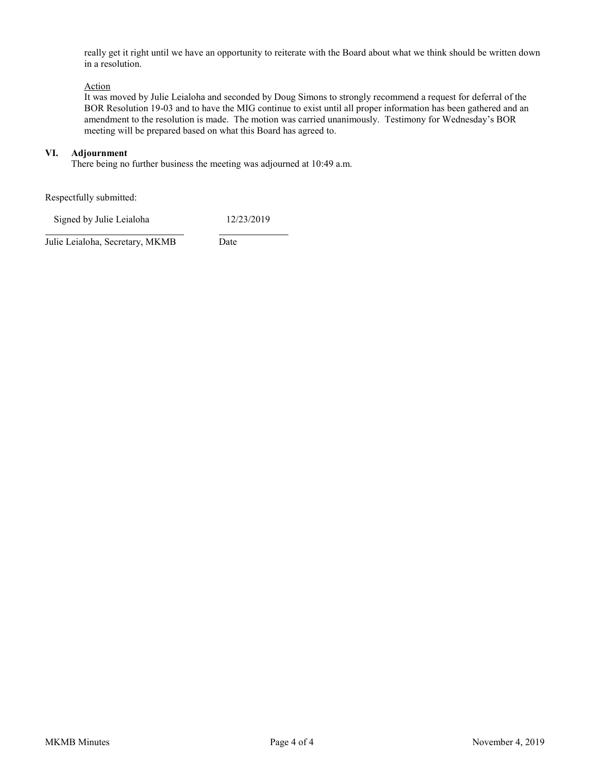really get it right until we have an opportunity to reiterate with the Board about what we think should be written down in a resolution.

Action

It was moved by Julie Leialoha and seconded by Doug Simons to strongly recommend a request for deferral of the BOR Resolution 19-03 and to have the MIG continue to exist until all proper information has been gathered and an amendment to the resolution is made. The motion was carried unanimously. Testimony for Wednesday's BOR meeting will be prepared based on what this Board has agreed to.

## VI. Adjournment

There being no further business the meeting was adjourned at 10:49 a.m.

Respectfully submitted:

Signed by Julie Leialoha 12/23/2019

Julie Leialoha, Secretary, MKMB Date